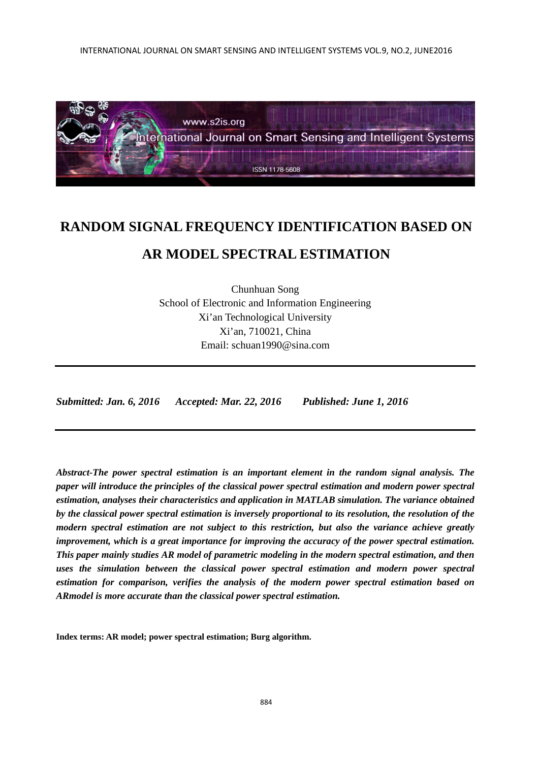# RANDOM SIGNAL FREQUENCY IDENTIFICATION BASED ON AR MODEL SPECTRAL ESTIMATION

Chunhuan Song
School of Electronic and Information Engineering
Xi'an Technological University
Xi'an, 710021, China
Email: schuan1990@sina.com

---

***Submitted: Jan. 6, 2016    Accepted: Mar. 22, 2016    Published: June 1, 2016***

---

***Abstract-The power spectral estimation is an important element in the random signal analysis. The paper will introduce the principles of the classical power spectral estimation and modern power spectral estimation, analyses their characteristics and application in MATLAB simulation. The variance obtained by the classical power spectral estimation is inversely proportional to its resolution, the resolution of the modern spectral estimation are not subject to this restriction, but also the variance achieve greatly improvement, which is a great importance for improving the accuracy of the power spectral estimation. This paper mainly studies AR model of parametric modeling in the modern spectral estimation, and then uses the simulation between the classical power spectral estimation and modern power spectral estimation for comparison, verifies the analysis of the modern power spectral estimation based on ARmodel is more accurate than the classical power spectral estimation.***

**Index terms: AR model; power spectral estimation; Burg algorithm.**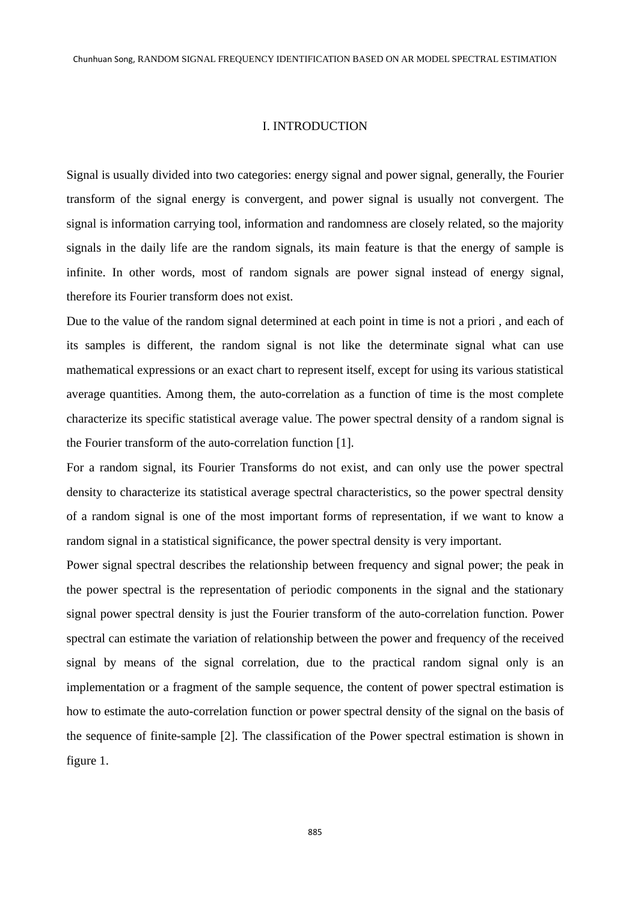## I. INTRODUCTION

Signal is usually divided into two categories: energy signal and power signal, generally, the Fourier transform of the signal energy is convergent, and power signal is usually not convergent. The signal is information carrying tool, information and randomness are closely related, so the majority signals in the daily life are the random signals, its main feature is that the energy of sample is infinite. In other words, most of random signals are power signal instead of energy signal, therefore its Fourier transform does not exist.

Due to the value of the random signal determined at each point in time is not a priori , and each of its samples is different, the random signal is not like the determinate signal what can use mathematical expressions or an exact chart to represent itself, except for using its various statistical average quantities. Among them, the auto-correlation as a function of time is the most complete characterize its specific statistical average value. The power spectral density of a random signal is the Fourier transform of the auto-correlation function [1].

For a random signal, its Fourier Transforms do not exist, and can only use the power spectral density to characterize its statistical average spectral characteristics, so the power spectral density of a random signal is one of the most important forms of representation, if we want to know a random signal in a statistical significance, the power spectral density is very important.

Power signal spectral describes the relationship between frequency and signal power; the peak in the power spectral is the representation of periodic components in the signal and the stationary signal power spectral density is just the Fourier transform of the auto-correlation function. Power spectral can estimate the variation of relationship between the power and frequency of the received signal by means of the signal correlation, due to the practical random signal only is an implementation or a fragment of the sample sequence, the content of power spectral estimation is how to estimate the auto-correlation function or power spectral density of the signal on the basis of the sequence of finite-sample [2]. The classification of the Power spectral estimation is shown in figure 1.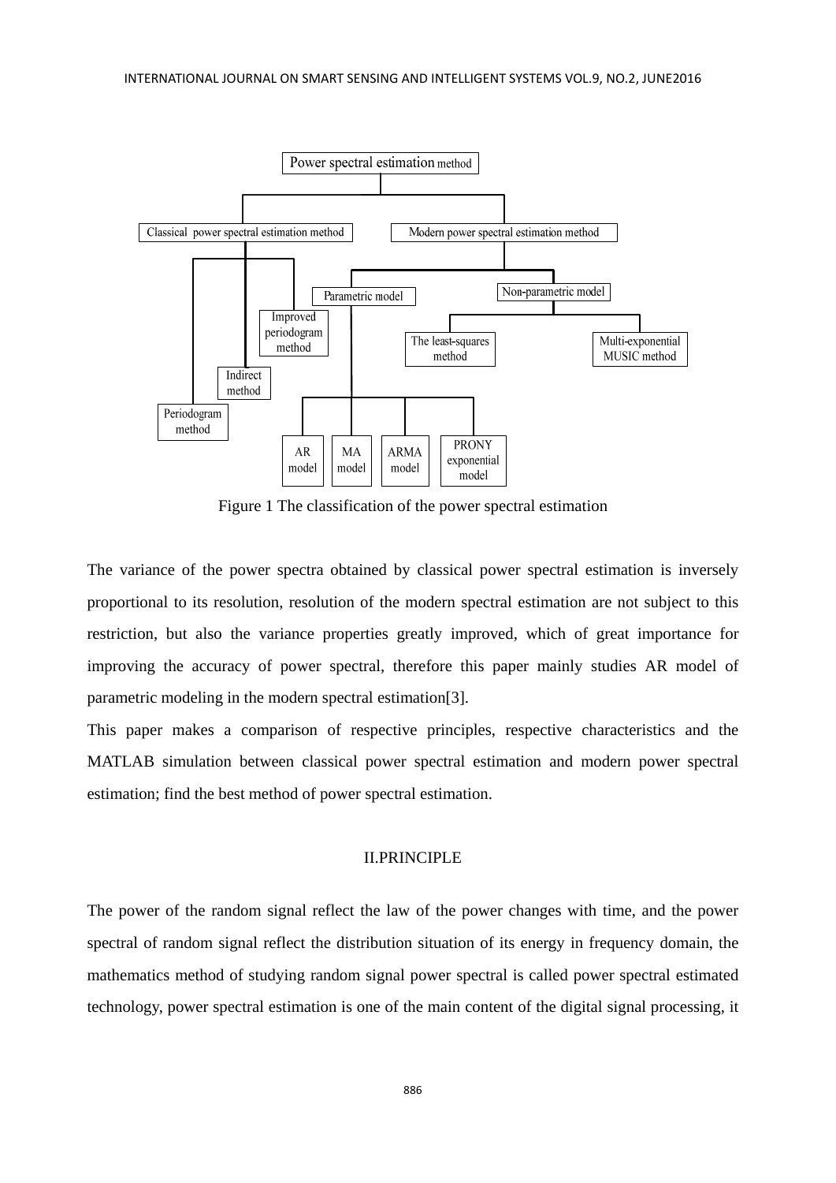Figure 1 The classification of the power spectral estimation

The variance of the power spectra obtained by classical power spectral estimation is inversely proportional to its resolution, resolution of the modern spectral estimation are not subject to this restriction, but also the variance properties greatly improved, which of great importance for improving the accuracy of power spectral, therefore this paper mainly studies AR model of parametric modeling in the modern spectral estimation[3].

This paper makes a comparison of respective principles, respective characteristics and the MATLAB simulation between classical power spectral estimation and modern power spectral estimation; find the best method of power spectral estimation.

## II.PRINCIPLE

The power of the random signal reflect the law of the power changes with time, and the power spectral of random signal reflect the distribution situation of its energy in frequency domain, the mathematics method of studying random signal power spectral is called power spectral estimated technology, power spectral estimation is one of the main content of the digital signal processing, it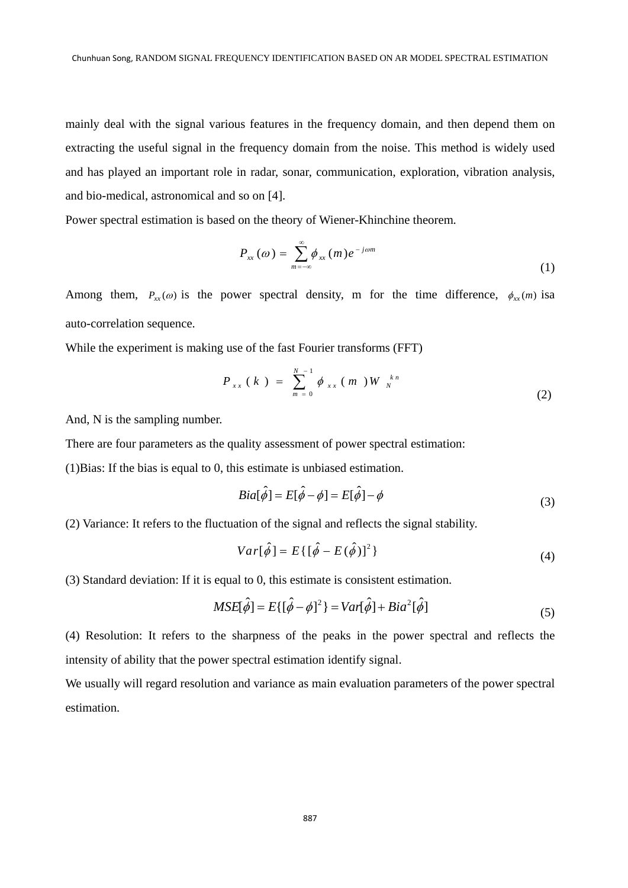mainly deal with the signal various features in the frequency domain, and then depend them on extracting the useful signal in the frequency domain from the noise. This method is widely used and has played an important role in radar, sonar, communication, exploration, vibration analysis, and bio-medical, astronomical and so on [4].

Power spectral estimation is based on the theory of Wiener-Khinchine theorem.

$$P_{xx}(\omega) = \sum_{m=-\infty}^{\infty} \phi_{xx}(m) e^{-j\omega m} \tag{1}$$

Among them, $P_{xx}(\omega)$ is the power spectral density, m for the time difference, $\phi_{xx}(m)$ isa auto-correlation sequence.

While the experiment is making use of the fast Fourier transforms (FFT)

$$P_{xx}(k) = \sum_{m=0}^{N-1} \phi_{xx}(m) W_N^{kn} \tag{2}$$

And, N is the sampling number.

There are four parameters as the quality assessment of power spectral estimation:

(1)Bias: If the bias is equal to 0, this estimate is unbiased estimation.

$$Bia[\hat{\phi}] = E[\hat{\phi} - \phi] = E[\hat{\phi}] - \phi \tag{3}$$

(2) Variance: It refers to the fluctuation of the signal and reflects the signal stability.

$$Var[\hat{\phi}] = E\{[\hat{\phi} - E(\hat{\phi})]^2\} \tag{4}$$

(3) Standard deviation: If it is equal to 0, this estimate is consistent estimation.

$$MSE[\hat{\phi}] = E\{[\hat{\phi} - \phi]^2\} = Var[\hat{\phi}] + Bia^2[\hat{\phi}] \tag{5}$$

(4) Resolution: It refers to the sharpness of the peaks in the power spectral and reflects the intensity of ability that the power spectral estimation identify signal.

We usually will regard resolution and variance as main evaluation parameters of the power spectral estimation.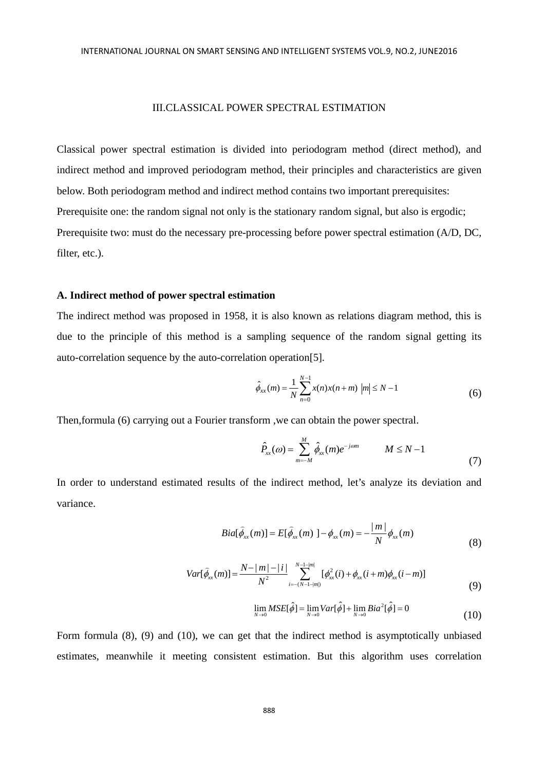## III.CLASSICAL POWER SPECTRAL ESTIMATION

Classical power spectral estimation is divided into periodogram method (direct method), and indirect method and improved periodogram method, their principles and characteristics are given below. Both periodogram method and indirect method contains two important prerequisites:

Prerequisite one: the random signal not only is the stationary random signal, but also is ergodic;

Prerequisite two: must do the necessary pre-processing before power spectral estimation (A/D, DC, filter, etc.).

### A. Indirect method of power spectral estimation

The indirect method was proposed in 1958, it is also known as relations diagram method, this is due to the principle of this method is a sampling sequence of the random signal getting its auto-correlation sequence by the auto-correlation operation[5].

$$\hat{\phi}_{xx}(m) = \frac{1}{N}\sum_{n=0}^{N-1} x(n)x(n+m) \quad |m| \le N-1 \tag{6}$$

Then,formula (6) carrying out a Fourier transform ,we can obtain the power spectral.

$$\hat{P}_{xx}(\omega) = \sum_{m=-M}^{M} \hat{\phi}_{xx}(m)e^{-j\omega m} \qquad M \le N-1 \tag{7}$$

In order to understand estimated results of the indirect method, let's analyze its deviation and variance.

$$Bia[\hat{\phi}_{xx}(m)] = E[\hat{\phi}_{xx}(m)\ ] - \phi_{xx}(m) = -\frac{|m|}{N}\phi_{xx}(m) \tag{8}$$

$$Var[\hat{\phi}_{xx}(m)] = \frac{N-|m|-|i|}{N^2}\sum_{i=-(N-1-|m|)}^{N-1-|m|}[\phi_{xx}^2(i) + \phi_{xx}(i+m)\phi_{xx}(i-m)] \tag{9}$$

$$\lim_{N\to 0} MSE[\hat{\phi}] = \lim_{N\to 0} Var[\hat{\phi}] + \lim_{N\to 0} Bia^2[\hat{\phi}] = 0 \tag{10}$$

Form formula (8), (9) and (10), we can get that the indirect method is asymptotically unbiased estimates, meanwhile it meeting consistent estimation. But this algorithm uses correlation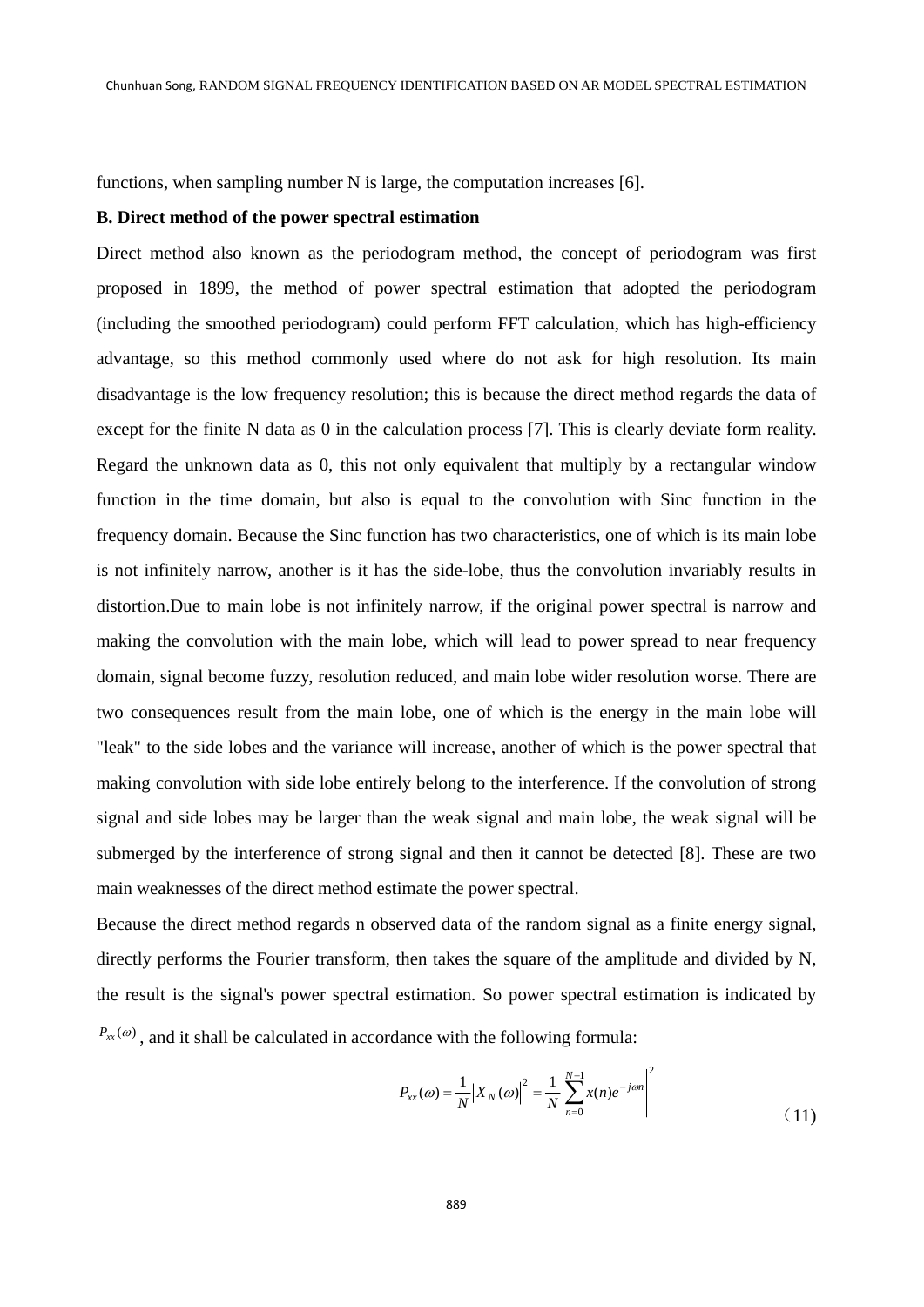functions, when sampling number N is large, the computation increases [6].

**B. Direct method of the power spectral estimation**

Direct method also known as the periodogram method, the concept of periodogram was first proposed in 1899, the method of power spectral estimation that adopted the periodogram (including the smoothed periodogram) could perform FFT calculation, which has high-efficiency advantage, so this method commonly used where do not ask for high resolution. Its main disadvantage is the low frequency resolution; this is because the direct method regards the data of except for the finite N data as 0 in the calculation process [7]. This is clearly deviate form reality. Regard the unknown data as 0, this not only equivalent that multiply by a rectangular window function in the time domain, but also is equal to the convolution with Sinc function in the frequency domain. Because the Sinc function has two characteristics, one of which is its main lobe is not infinitely narrow, another is it has the side-lobe, thus the convolution invariably results in distortion.Due to main lobe is not infinitely narrow, if the original power spectral is narrow and making the convolution with the main lobe, which will lead to power spread to near frequency domain, signal become fuzzy, resolution reduced, and main lobe wider resolution worse. There are two consequences result from the main lobe, one of which is the energy in the main lobe will "leak" to the side lobes and the variance will increase, another of which is the power spectral that making convolution with side lobe entirely belong to the interference. If the convolution of strong signal and side lobes may be larger than the weak signal and main lobe, the weak signal will be submerged by the interference of strong signal and then it cannot be detected [8]. These are two main weaknesses of the direct method estimate the power spectral.

Because the direct method regards n observed data of the random signal as a finite energy signal, directly performs the Fourier transform, then takes the square of the amplitude and divided by N, the result is the signal's power spectral estimation. So power spectral estimation is indicated by $P_{xx}(\omega)$, and it shall be calculated in accordance with the following formula:

$$P_{xx}(\omega) = \frac{1}{N}\left|X_N(\omega)\right|^2 = \frac{1}{N}\left|\sum_{n=0}^{N-1} x(n)e^{-j\omega n}\right|^2 \tag{11}$$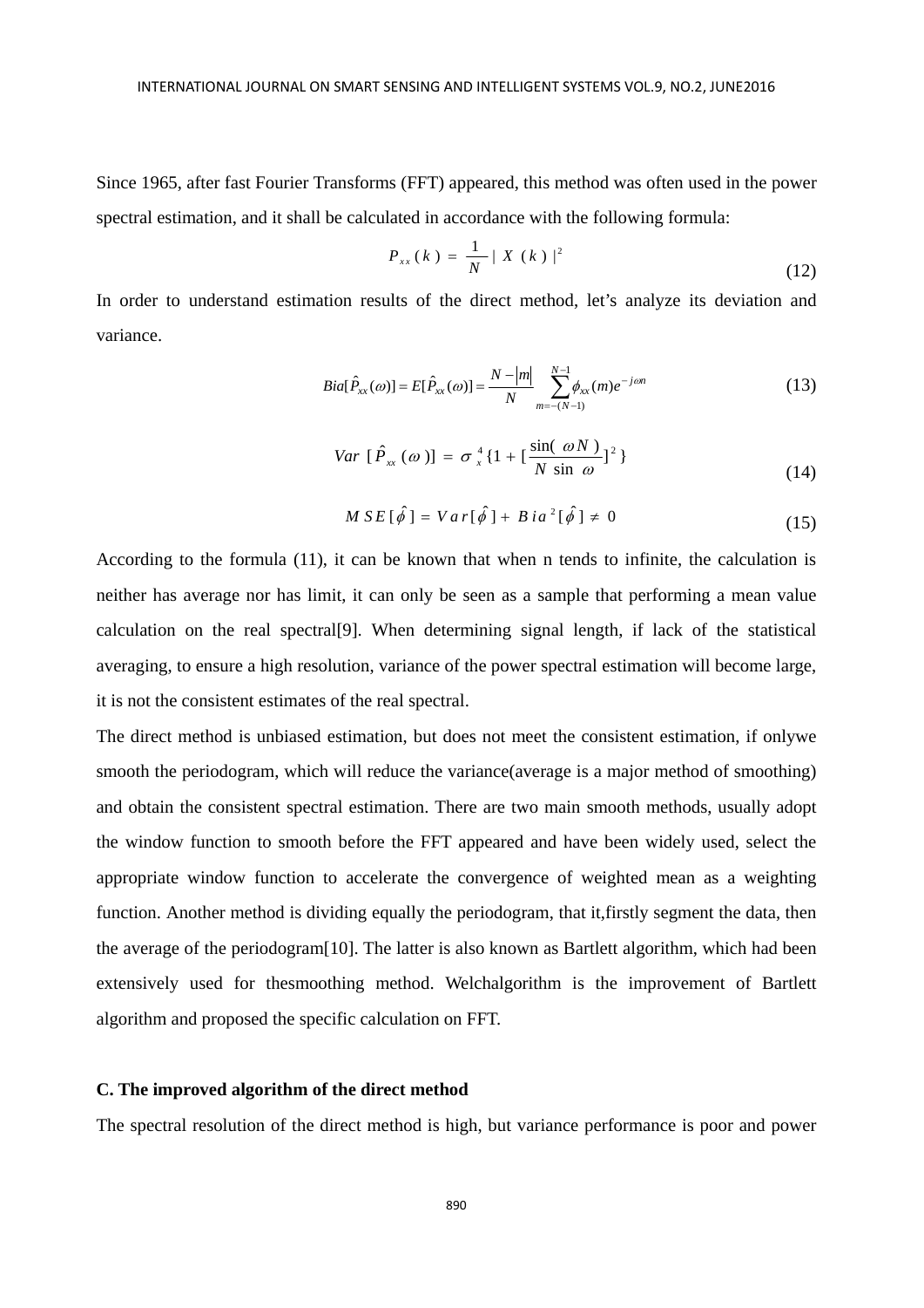Since 1965, after fast Fourier Transforms (FFT) appeared, this method was often used in the power spectral estimation, and it shall be calculated in accordance with the following formula:

$$P_{xx}(k) = \frac{1}{N} |X(k)|^2 \tag{12}$$

In order to understand estimation results of the direct method, let's analyze its deviation and variance.

$$Bia[\hat{P}_{xx}(\omega)] = E[\hat{P}_{xx}(\omega)] = \frac{N-|m|}{N} \sum_{m=-(N-1)}^{N-1} \phi_{xx}(m) e^{-j\omega n} \tag{13}$$

$$Var\ [\hat{P}_{xx}(\omega)] = \sigma_x^4 \{1 + [\frac{\sin(\omega N)}{N \sin \omega}]^2\} \tag{14}$$

$$MSE[\hat{\phi}] = Var[\hat{\phi}] + Bia^2[\hat{\phi}] \neq 0 \tag{15}$$

According to the formula (11), it can be known that when n tends to infinite, the calculation is neither has average nor has limit, it can only be seen as a sample that performing a mean value calculation on the real spectral[9]. When determining signal length, if lack of the statistical averaging, to ensure a high resolution, variance of the power spectral estimation will become large, it is not the consistent estimates of the real spectral.

The direct method is unbiased estimation, but does not meet the consistent estimation, if onlywe smooth the periodogram, which will reduce the variance(average is a major method of smoothing) and obtain the consistent spectral estimation. There are two main smooth methods, usually adopt the window function to smooth before the FFT appeared and have been widely used, select the appropriate window function to accelerate the convergence of weighted mean as a weighting function. Another method is dividing equally the periodogram, that it,firstly segment the data, then the average of the periodogram[10]. The latter is also known as Bartlett algorithm, which had been extensively used for thesmoothing method. Welchalgorithm is the improvement of Bartlett algorithm and proposed the specific calculation on FFT.

**C. The improved algorithm of the direct method**

The spectral resolution of the direct method is high, but variance performance is poor and power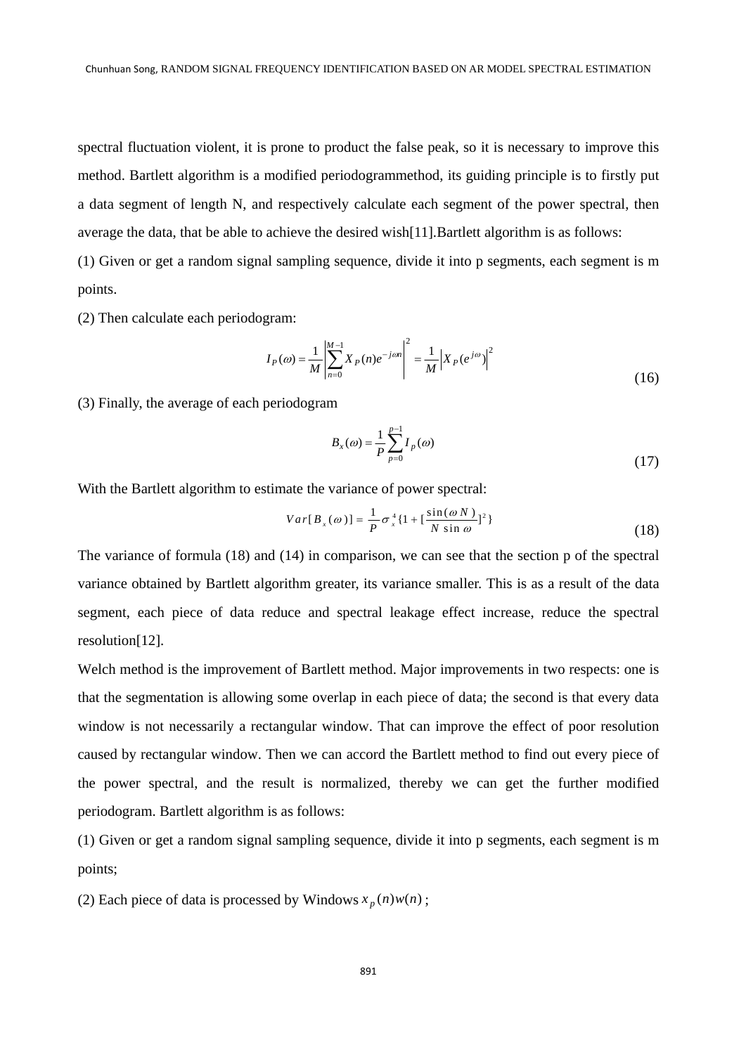spectral fluctuation violent, it is prone to product the false peak, so it is necessary to improve this method. Bartlett algorithm is a modified periodogrammethod, its guiding principle is to firstly put a data segment of length N, and respectively calculate each segment of the power spectral, then average the data, that be able to achieve the desired wish[11].Bartlett algorithm is as follows:

(1) Given or get a random signal sampling sequence, divide it into p segments, each segment is m points.

(2) Then calculate each periodogram:

$$I_P(\omega) = \frac{1}{M}\left|\sum_{n=0}^{M-1} X_P(n)e^{-j\omega n}\right|^2 = \frac{1}{M}\left|X_P(e^{j\omega})\right|^2 \tag{16}$$

(3) Finally, the average of each periodogram

$$B_x(\omega) = \frac{1}{P}\sum_{p=0}^{p-1} I_p(\omega) \tag{17}$$

With the Bartlett algorithm to estimate the variance of power spectral:

$$Var[B_x(\omega)] = \frac{1}{P}\sigma_x^4\{1 + [\frac{\sin(\omega N)}{N\sin\omega}]^2\} \tag{18}$$

The variance of formula (18) and (14) in comparison, we can see that the section p of the spectral variance obtained by Bartlett algorithm greater, its variance smaller. This is as a result of the data segment, each piece of data reduce and spectral leakage effect increase, reduce the spectral resolution[12].

Welch method is the improvement of Bartlett method. Major improvements in two respects: one is that the segmentation is allowing some overlap in each piece of data; the second is that every data window is not necessarily a rectangular window. That can improve the effect of poor resolution caused by rectangular window. Then we can accord the Bartlett method to find out every piece of the power spectral, and the result is normalized, thereby we can get the further modified periodogram. Bartlett algorithm is as follows:

(1) Given or get a random signal sampling sequence, divide it into p segments, each segment is m points;

(2) Each piece of data is processed by Windows $x_p(n)w(n)$;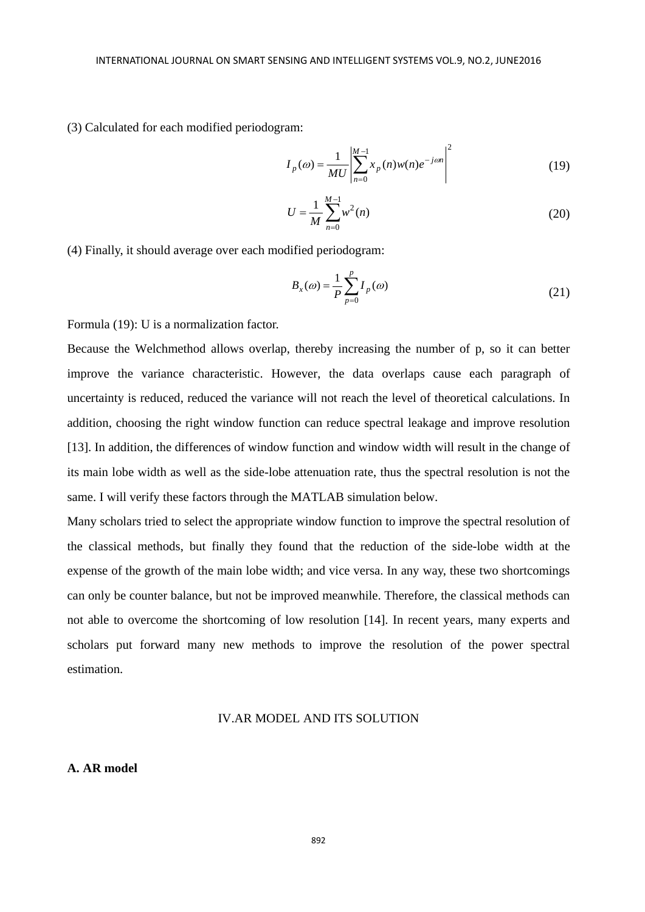(3) Calculated for each modified periodogram:

$$I_p(\omega) = \frac{1}{MU}\left|\sum_{n=0}^{M-1} x_p(n)w(n)e^{-j\omega n}\right|^2 \tag{19}$$

$$U = \frac{1}{M}\sum_{n=0}^{M-1} w^2(n) \tag{20}$$

(4) Finally, it should average over each modified periodogram:

$$B_x(\omega) = \frac{1}{P}\sum_{p=0}^{p} I_p(\omega) \tag{21}$$

Formula (19): U is a normalization factor.

Because the Welchmethod allows overlap, thereby increasing the number of p, so it can better improve the variance characteristic. However, the data overlaps cause each paragraph of uncertainty is reduced, reduced the variance will not reach the level of theoretical calculations. In addition, choosing the right window function can reduce spectral leakage and improve resolution [13]. In addition, the differences of window function and window width will result in the change of its main lobe width as well as the side-lobe attenuation rate, thus the spectral resolution is not the same. I will verify these factors through the MATLAB simulation below.

Many scholars tried to select the appropriate window function to improve the spectral resolution of the classical methods, but finally they found that the reduction of the side-lobe width at the expense of the growth of the main lobe width; and vice versa. In any way, these two shortcomings can only be counter balance, but not be improved meanwhile. Therefore, the classical methods can not able to overcome the shortcoming of low resolution [14]. In recent years, many experts and scholars put forward many new methods to improve the resolution of the power spectral estimation.

## IV.AR MODEL AND ITS SOLUTION

### A. AR model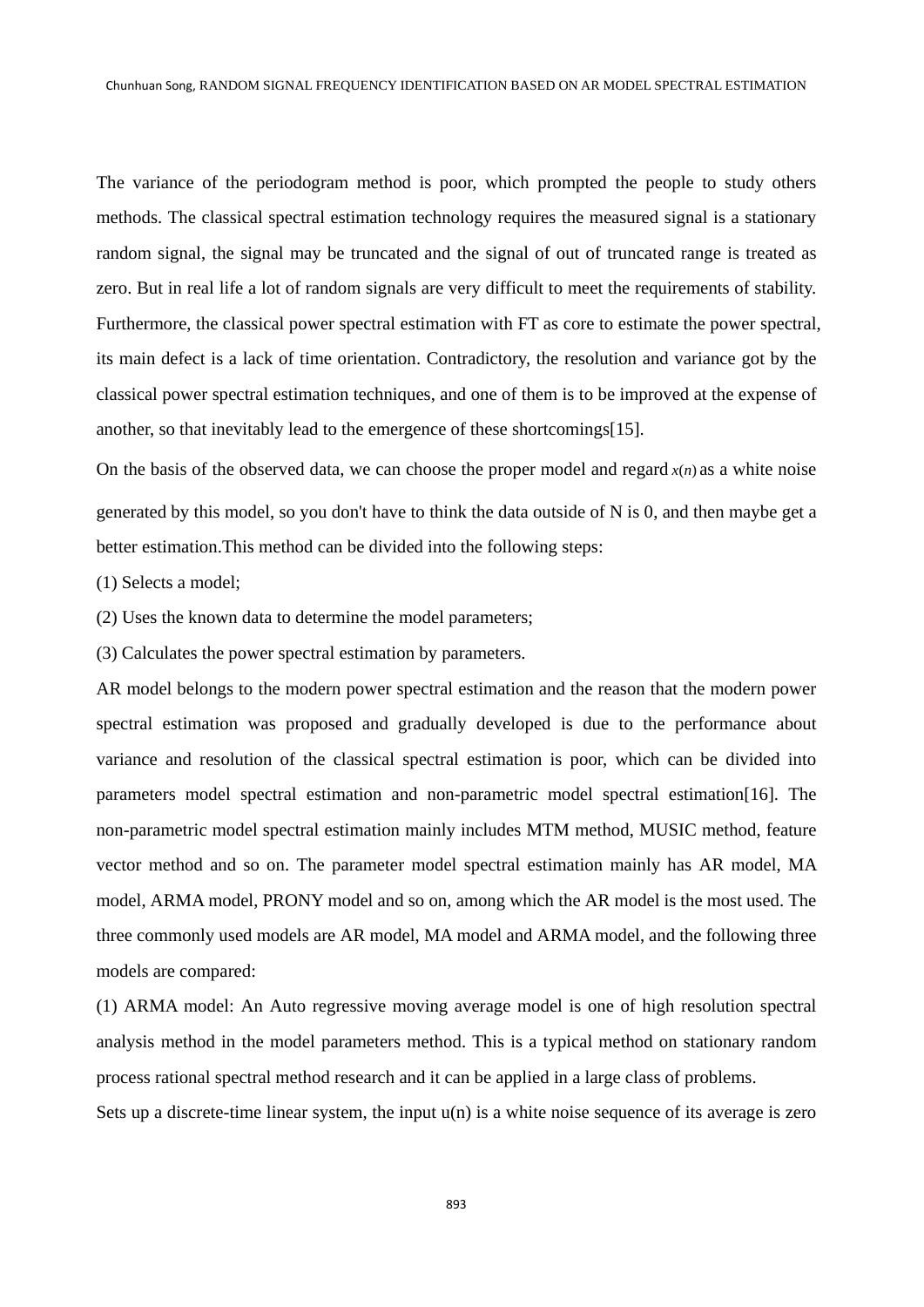The variance of the periodogram method is poor, which prompted the people to study others methods. The classical spectral estimation technology requires the measured signal is a stationary random signal, the signal may be truncated and the signal of out of truncated range is treated as zero. But in real life a lot of random signals are very difficult to meet the requirements of stability. Furthermore, the classical power spectral estimation with FT as core to estimate the power spectral, its main defect is a lack of time orientation. Contradictory, the resolution and variance got by the classical power spectral estimation techniques, and one of them is to be improved at the expense of another, so that inevitably lead to the emergence of these shortcomings[15].

On the basis of the observed data, we can choose the proper model and regard $x(n)$ as a white noise generated by this model, so you don't have to think the data outside of N is 0, and then maybe get a better estimation.This method can be divided into the following steps:

(1) Selects a model;

(2) Uses the known data to determine the model parameters;

(3) Calculates the power spectral estimation by parameters.

AR model belongs to the modern power spectral estimation and the reason that the modern power spectral estimation was proposed and gradually developed is due to the performance about variance and resolution of the classical spectral estimation is poor, which can be divided into parameters model spectral estimation and non-parametric model spectral estimation[16]. The non-parametric model spectral estimation mainly includes MTM method, MUSIC method, feature vector method and so on. The parameter model spectral estimation mainly has AR model, MA model, ARMA model, PRONY model and so on, among which the AR model is the most used. The three commonly used models are AR model, MA model and ARMA model, and the following three models are compared:

(1) ARMA model: An Auto regressive moving average model is one of high resolution spectral analysis method in the model parameters method. This is a typical method on stationary random process rational spectral method research and it can be applied in a large class of problems.

Sets up a discrete-time linear system, the input u(n) is a white noise sequence of its average is zero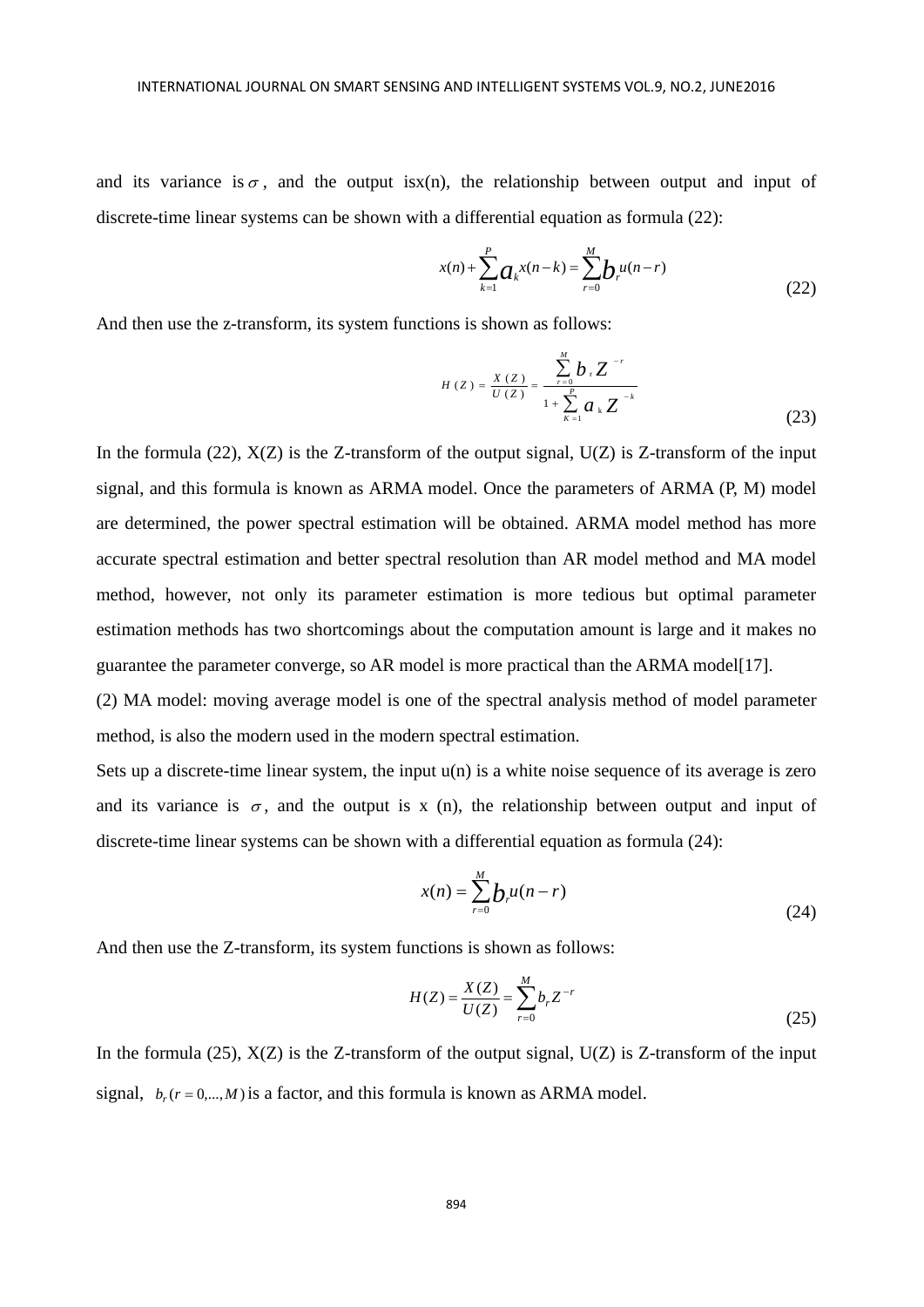and its variance is $\sigma$, and the output isx(n), the relationship between output and input of discrete-time linear systems can be shown with a differential equation as formula (22):

$$x(n) + \sum_{k=1}^{P} a_k x(n-k) = \sum_{r=0}^{M} b_r u(n-r) \tag{22}$$

And then use the z-transform, its system functions is shown as follows:

$$H(Z) = \frac{X(Z)}{U(Z)} = \frac{\sum_{r=0}^{M} b_r Z^{-r}}{1 + \sum_{K=1}^{P} a_k Z^{-k}} \tag{23}$$

In the formula (22), X(Z) is the Z-transform of the output signal, U(Z) is Z-transform of the input signal, and this formula is known as ARMA model. Once the parameters of ARMA (P, M) model are determined, the power spectral estimation will be obtained. ARMA model method has more accurate spectral estimation and better spectral resolution than AR model method and MA model method, however, not only its parameter estimation is more tedious but optimal parameter estimation methods has two shortcomings about the computation amount is large and it makes no guarantee the parameter converge, so AR model is more practical than the ARMA model[17].

(2) MA model: moving average model is one of the spectral analysis method of model parameter method, is also the modern used in the modern spectral estimation.

Sets up a discrete-time linear system, the input u(n) is a white noise sequence of its average is zero and its variance is $\sigma$, and the output is x (n), the relationship between output and input of discrete-time linear systems can be shown with a differential equation as formula (24):

$$x(n) = \sum_{r=0}^{M} b_r u(n-r) \tag{24}$$

And then use the Z-transform, its system functions is shown as follows:

$$H(Z) = \frac{X(Z)}{U(Z)} = \sum_{r=0}^{M} b_r Z^{-r} \tag{25}$$

In the formula (25), X(Z) is the Z-transform of the output signal, U(Z) is Z-transform of the input signal, $b_r (r = 0,...,M)$ is a factor, and this formula is known as ARMA model.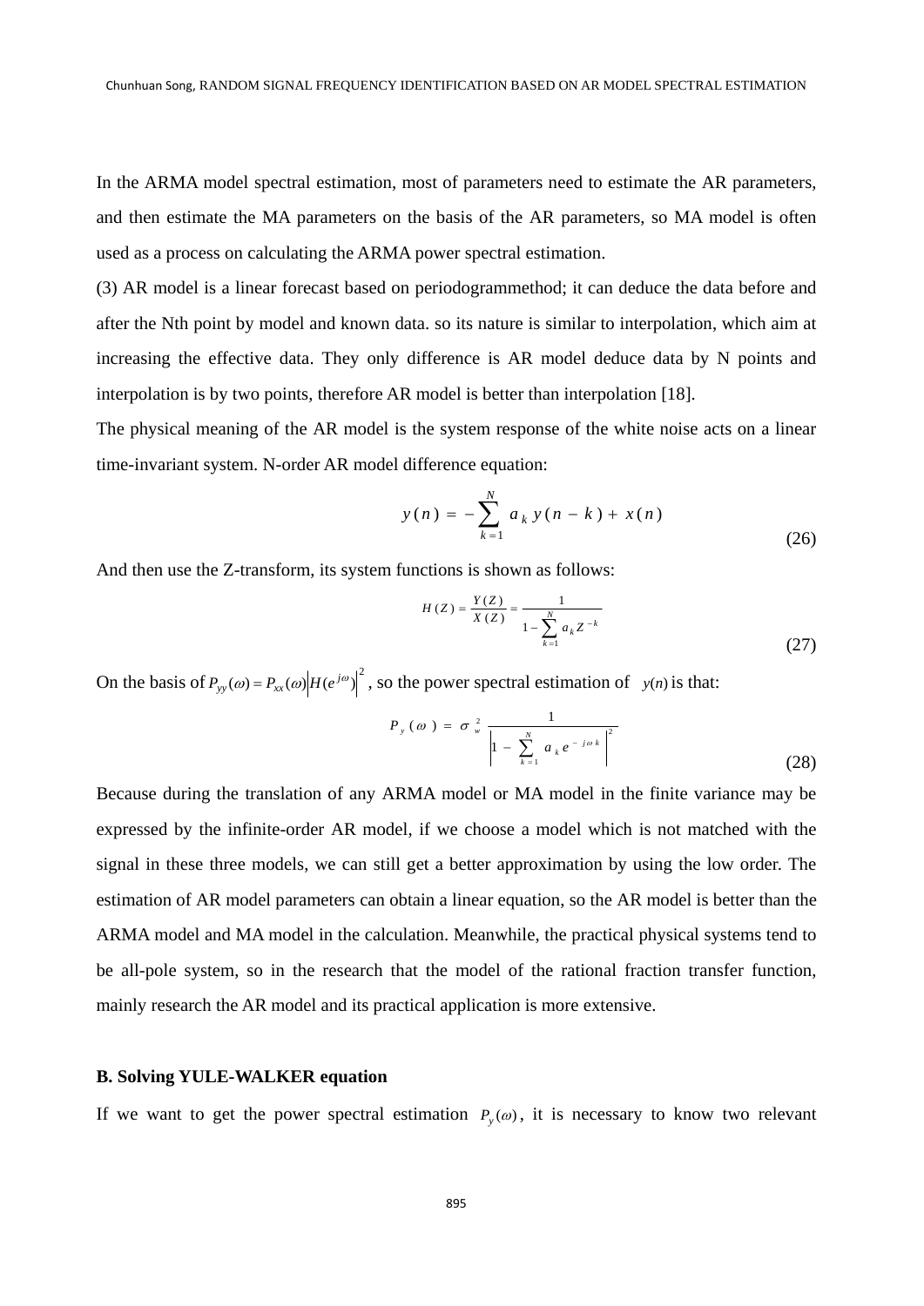In the ARMA model spectral estimation, most of parameters need to estimate the AR parameters, and then estimate the MA parameters on the basis of the AR parameters, so MA model is often used as a process on calculating the ARMA power spectral estimation.

(3) AR model is a linear forecast based on periodogrammethod; it can deduce the data before and after the Nth point by model and known data. so its nature is similar to interpolation, which aim at increasing the effective data. They only difference is AR model deduce data by N points and interpolation is by two points, therefore AR model is better than interpolation [18].

The physical meaning of the AR model is the system response of the white noise acts on a linear time-invariant system. N-order AR model difference equation:

$$y(n) = -\sum_{k=1}^{N} a_k y(n-k) + x(n) \tag{26}$$

And then use the Z-transform, its system functions is shown as follows:

$$H(Z) = \frac{Y(Z)}{X(Z)} = \frac{1}{1 - \sum_{k=1}^{N} a_k Z^{-k}} \tag{27}$$

On the basis of $P_{yy}(\omega) = P_{xx}(\omega) \left| H(e^{j\omega}) \right|^2$, so the power spectral estimation of $y(n)$ is that:

$$P_y(\omega) = \sigma_w^2 \frac{1}{\left| 1 - \sum_{k=1}^{N} a_k e^{-j\omega k} \right|^2} \tag{28}$$

Because during the translation of any ARMA model or MA model in the finite variance may be expressed by the infinite-order AR model, if we choose a model which is not matched with the signal in these three models, we can still get a better approximation by using the low order. The estimation of AR model parameters can obtain a linear equation, so the AR model is better than the ARMA model and MA model in the calculation. Meanwhile, the practical physical systems tend to be all-pole system, so in the research that the model of the rational fraction transfer function, mainly research the AR model and its practical application is more extensive.

### B. Solving YULE-WALKER equation

If we want to get the power spectral estimation $P_y(\omega)$, it is necessary to know two relevant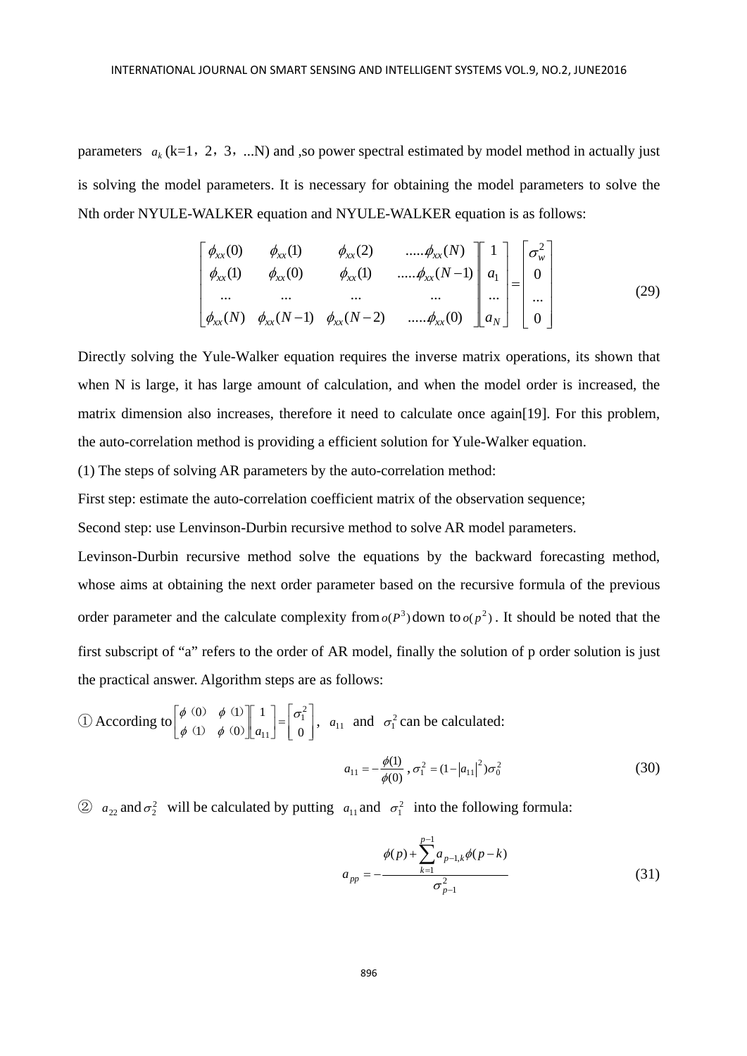parameters $a_k$ (k=1，2，3，...N) and ,so power spectral estimated by model method in actually just is solving the model parameters. It is necessary for obtaining the model parameters to solve the Nth order NYULE-WALKER equation and NYULE-WALKER equation is as follows:

$$\begin{bmatrix} \phi_{xx}(0) & \phi_{xx}(1) & \phi_{xx}(2) & .....\phi_{xx}(N) \\ \phi_{xx}(1) & \phi_{xx}(0) & \phi_{xx}(1) & .....\phi_{xx}(N-1) \\ ... & ... & ... & ... \\ \phi_{xx}(N) & \phi_{xx}(N-1) & \phi_{xx}(N-2) & .....\phi_{xx}(0) \end{bmatrix} \begin{bmatrix} 1 \\ a_1 \\ ... \\ a_N \end{bmatrix} = \begin{bmatrix} \sigma_w^2 \\ 0 \\ ... \\ 0 \end{bmatrix} \tag{29}$$

Directly solving the Yule-Walker equation requires the inverse matrix operations, its shown that when N is large, it has large amount of calculation, and when the model order is increased, the matrix dimension also increases, therefore it need to calculate once again[19]. For this problem, the auto-correlation method is providing a efficient solution for Yule-Walker equation.

(1) The steps of solving AR parameters by the auto-correlation method:

First step: estimate the auto-correlation coefficient matrix of the observation sequence;

Second step: use Lenvinson-Durbin recursive method to solve AR model parameters.

Levinson-Durbin recursive method solve the equations by the backward forecasting method, whose aims at obtaining the next order parameter based on the recursive formula of the previous order parameter and the calculate complexity from $o(P^3)$ down to $o(p^2)$. It should be noted that the first subscript of "a" refers to the order of AR model, finally the solution of p order solution is just the practical answer. Algorithm steps are as follows:

① According to $\begin{bmatrix} \phi(0) & \phi(1) \\ \phi(1) & \phi(0) \end{bmatrix} \begin{bmatrix} 1 \\ a_{11} \end{bmatrix} = \begin{bmatrix} \sigma_1^2 \\ 0 \end{bmatrix}$, $a_{11}$ and $\sigma_1^2$ can be calculated:

$$a_{11} = -\frac{\phi(1)}{\phi(0)}, \sigma_1^2 = (1 - |a_{11}|^2)\sigma_0^2 \tag{30}$$

② $a_{22}$ and $\sigma_2^2$ will be calculated by putting $a_{11}$ and $\sigma_1^2$ into the following formula:

$$a_{pp} = -\frac{\phi(p) + \sum_{k=1}^{p-1} a_{p-1,k}\phi(p-k)}{\sigma_{p-1}^2} \tag{31}$$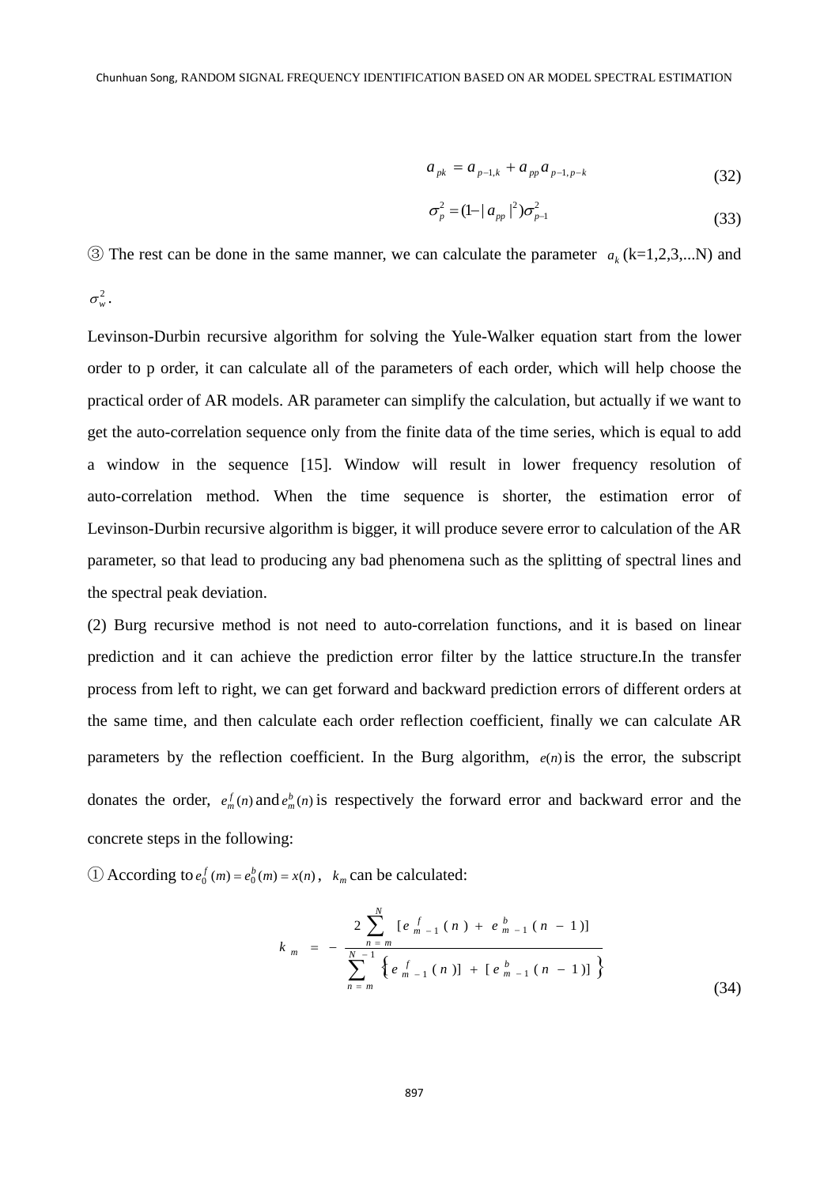$$a_{pk} = a_{p-1,k} + a_{pp} a_{p-1,p-k} \tag{32}$$

$$\sigma_p^2 = (1 - |a_{pp}|^2)\sigma_{p-1}^2 \tag{33}$$

③ The rest can be done in the same manner, we can calculate the parameter $a_k$ (k=1,2,3,...N) and $\sigma_w^2$.

Levinson-Durbin recursive algorithm for solving the Yule-Walker equation start from the lower order to p order, it can calculate all of the parameters of each order, which will help choose the practical order of AR models. AR parameter can simplify the calculation, but actually if we want to get the auto-correlation sequence only from the finite data of the time series, which is equal to add a window in the sequence [15]. Window will result in lower frequency resolution of auto-correlation method. When the time sequence is shorter, the estimation error of Levinson-Durbin recursive algorithm is bigger, it will produce severe error to calculation of the AR parameter, so that lead to producing any bad phenomena such as the splitting of spectral lines and the spectral peak deviation.

(2) Burg recursive method is not need to auto-correlation functions, and it is based on linear prediction and it can achieve the prediction error filter by the lattice structure.In the transfer process from left to right, we can get forward and backward prediction errors of different orders at the same time, and then calculate each order reflection coefficient, finally we can calculate AR parameters by the reflection coefficient. In the Burg algorithm, $e(n)$ is the error, the subscript donates the order, $e_m^f(n)$ and $e_m^b(n)$ is respectively the forward error and backward error and the concrete steps in the following:

① According to $e_0^f(m) = e_0^b(m) = x(n)$, $k_m$ can be calculated:

$$k_m = -\frac{2\sum_{n=m}^{N}[e_{m-1}^f(n) + e_{m-1}^b(n-1)]}{\sum_{n=m}^{N-1}\left\{e_{m-1}^f(n)] + [e_{m-1}^b(n-1)]\right\}} \tag{34}$$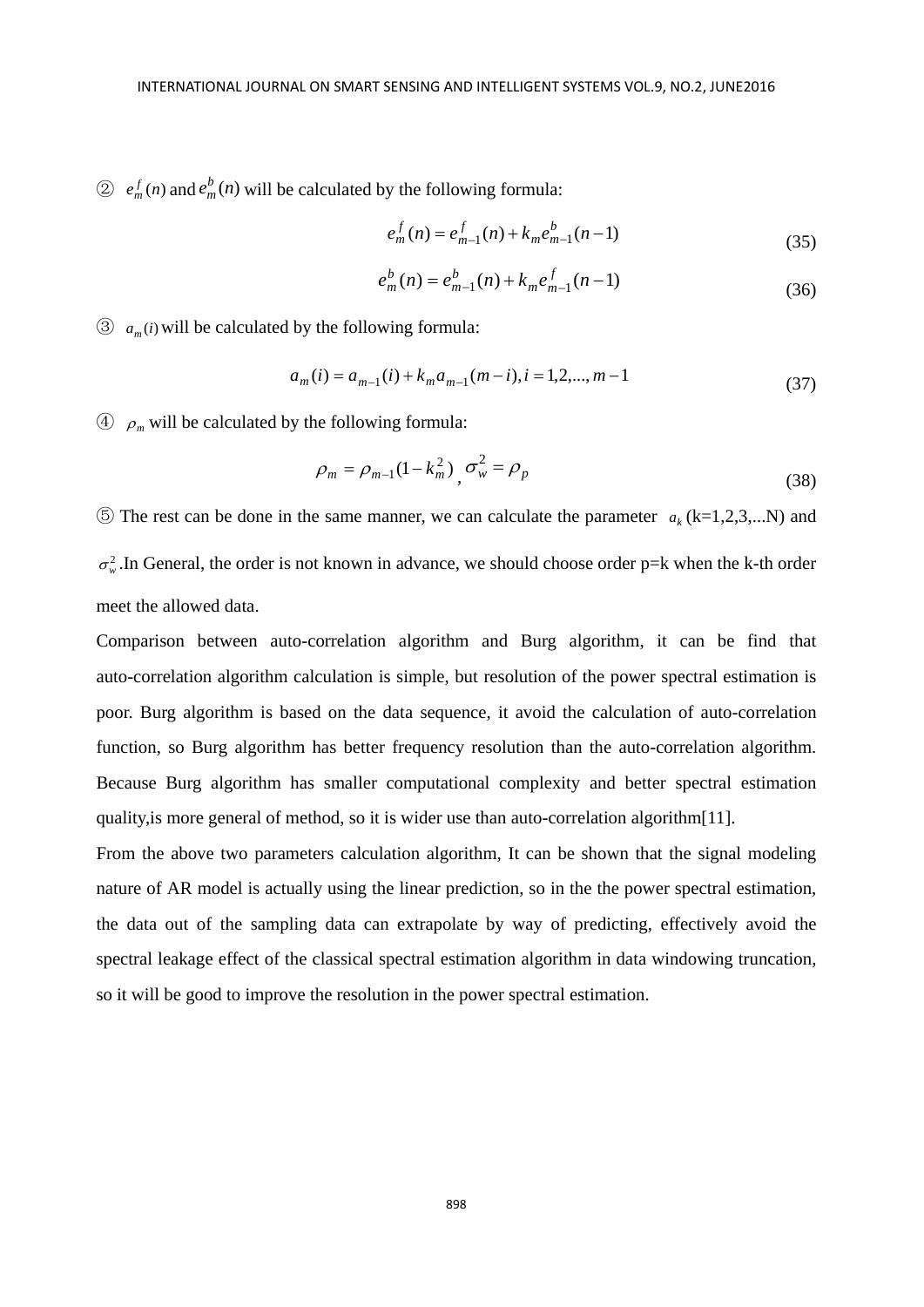② $e_m^f(n)$ and $e_m^b(n)$ will be calculated by the following formula:

$$e_m^f(n) = e_{m-1}^f(n) + k_m e_{m-1}^b(n-1) \tag{35}$$

$$e_m^b(n) = e_{m-1}^b(n) + k_m e_{m-1}^f(n-1) \tag{36}$$

③ $a_m(i)$ will be calculated by the following formula:

$$a_m(i) = a_{m-1}(i) + k_m a_{m-1}(m-i), i = 1,2,..., m-1 \tag{37}$$

④ $\rho_m$ will be calculated by the following formula:

$$\rho_m = \rho_{m-1}(1-k_m^2) \text{ , } \sigma_w^2 = \rho_p \tag{38}$$

⑤ The rest can be done in the same manner, we can calculate the parameter $a_k$ (k=1,2,3,...N) and $\sigma_w^2$ .In General, the order is not known in advance, we should choose order p=k when the k-th order meet the allowed data.

Comparison between auto-correlation algorithm and Burg algorithm, it can be find that auto-correlation algorithm calculation is simple, but resolution of the power spectral estimation is poor. Burg algorithm is based on the data sequence, it avoid the calculation of auto-correlation function, so Burg algorithm has better frequency resolution than the auto-correlation algorithm. Because Burg algorithm has smaller computational complexity and better spectral estimation quality,is more general of method, so it is wider use than auto-correlation algorithm[11].

From the above two parameters calculation algorithm, It can be shown that the signal modeling nature of AR model is actually using the linear prediction, so in the the power spectral estimation, the data out of the sampling data can extrapolate by way of predicting, effectively avoid the spectral leakage effect of the classical spectral estimation algorithm in data windowing truncation, so it will be good to improve the resolution in the power spectral estimation.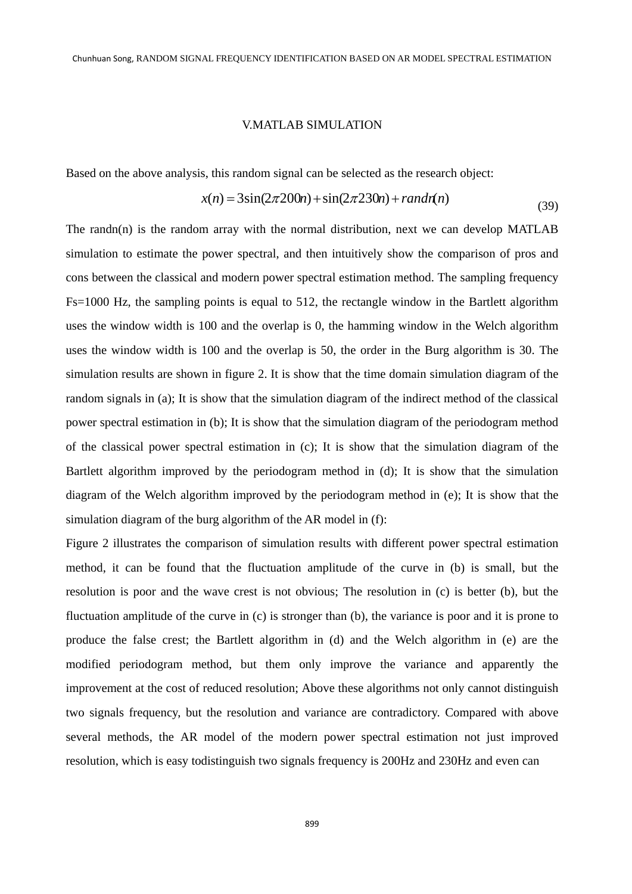## V.MATLAB SIMULATION

Based on the above analysis, this random signal can be selected as the research object:

$$x(n) = 3\sin(2\pi 200n) + \sin(2\pi 230n) + randn(n) \tag{39}$$

The randn(n) is the random array with the normal distribution, next we can develop MATLAB simulation to estimate the power spectral, and then intuitively show the comparison of pros and cons between the classical and modern power spectral estimation method. The sampling frequency Fs=1000 Hz, the sampling points is equal to 512, the rectangle window in the Bartlett algorithm uses the window width is 100 and the overlap is 0, the hamming window in the Welch algorithm uses the window width is 100 and the overlap is 50, the order in the Burg algorithm is 30. The simulation results are shown in figure 2. It is show that the time domain simulation diagram of the random signals in (a); It is show that the simulation diagram of the indirect method of the classical power spectral estimation in (b); It is show that the simulation diagram of the periodogram method of the classical power spectral estimation in (c); It is show that the simulation diagram of the Bartlett algorithm improved by the periodogram method in (d); It is show that the simulation diagram of the Welch algorithm improved by the periodogram method in (e); It is show that the simulation diagram of the burg algorithm of the AR model in (f):

Figure 2 illustrates the comparison of simulation results with different power spectral estimation method, it can be found that the fluctuation amplitude of the curve in (b) is small, but the resolution is poor and the wave crest is not obvious; The resolution in (c) is better (b), but the fluctuation amplitude of the curve in (c) is stronger than (b), the variance is poor and it is prone to produce the false crest; the Bartlett algorithm in (d) and the Welch algorithm in (e) are the modified periodogram method, but them only improve the variance and apparently the improvement at the cost of reduced resolution; Above these algorithms not only cannot distinguish two signals frequency, but the resolution and variance are contradictory. Compared with above several methods, the AR model of the modern power spectral estimation not just improved resolution, which is easy todistinguish two signals frequency is 200Hz and 230Hz and even can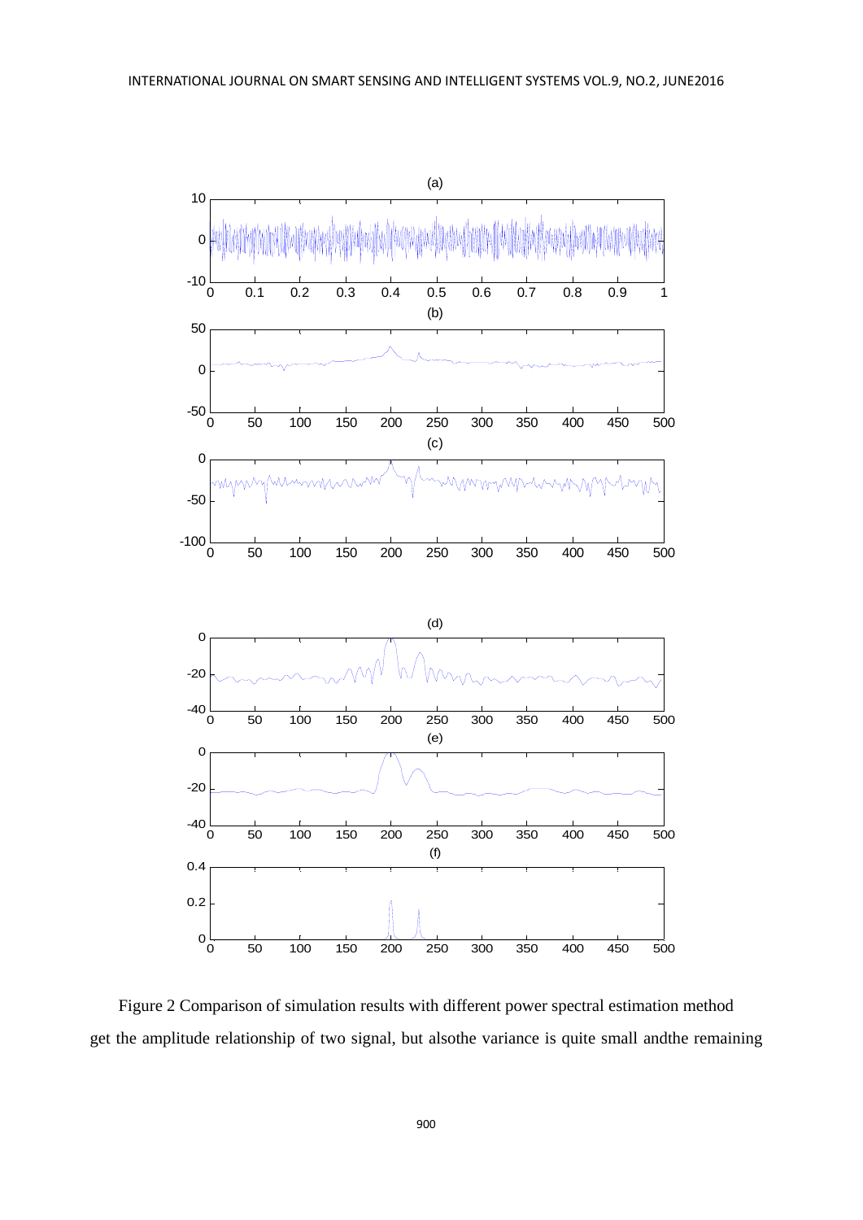Figure 2 Comparison of simulation results with different power spectral estimation method

get the amplitude relationship of two signal, but alsothe variance is quite small andthe remaining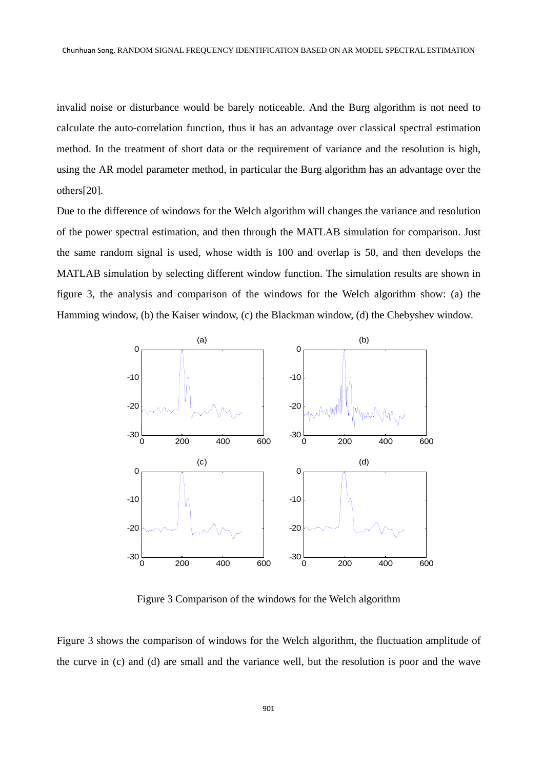invalid noise or disturbance would be barely noticeable. And the Burg algorithm is not need to calculate the auto-correlation function, thus it has an advantage over classical spectral estimation method. In the treatment of short data or the requirement of variance and the resolution is high, using the AR model parameter method, in particular the Burg algorithm has an advantage over the others[20].

Due to the difference of windows for the Welch algorithm will changes the variance and resolution of the power spectral estimation, and then through the MATLAB simulation for comparison. Just the same random signal is used, whose width is 100 and overlap is 50, and then develops the MATLAB simulation by selecting different window function. The simulation results are shown in figure 3, the analysis and comparison of the windows for the Welch algorithm show: (a) the Hamming window, (b) the Kaiser window, (c) the Blackman window, (d) the Chebyshev window.

Figure 3 Comparison of the windows for the Welch algorithm

Figure 3 shows the comparison of windows for the Welch algorithm, the fluctuation amplitude of the curve in (c) and (d) are small and the variance well, but the resolution is poor and the wave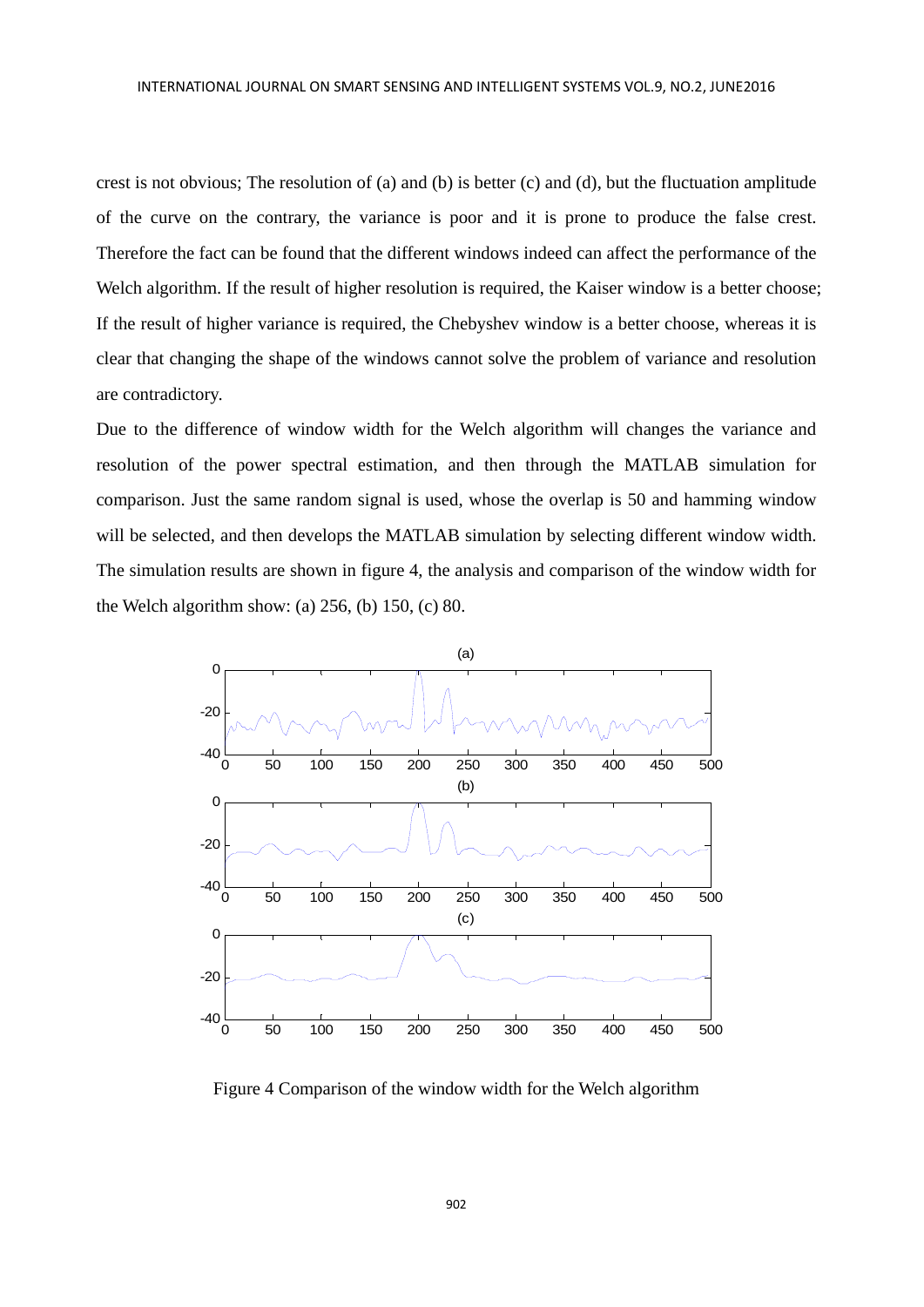crest is not obvious; The resolution of (a) and (b) is better (c) and (d), but the fluctuation amplitude of the curve on the contrary, the variance is poor and it is prone to produce the false crest. Therefore the fact can be found that the different windows indeed can affect the performance of the Welch algorithm. If the result of higher resolution is required, the Kaiser window is a better choose; If the result of higher variance is required, the Chebyshev window is a better choose, whereas it is clear that changing the shape of the windows cannot solve the problem of variance and resolution are contradictory.

Due to the difference of window width for the Welch algorithm will changes the variance and resolution of the power spectral estimation, and then through the MATLAB simulation for comparison. Just the same random signal is used, whose the overlap is 50 and hamming window will be selected, and then develops the MATLAB simulation by selecting different window width. The simulation results are shown in figure 4, the analysis and comparison of the window width for the Welch algorithm show: (a) 256, (b) 150, (c) 80.

Figure 4 Comparison of the window width for the Welch algorithm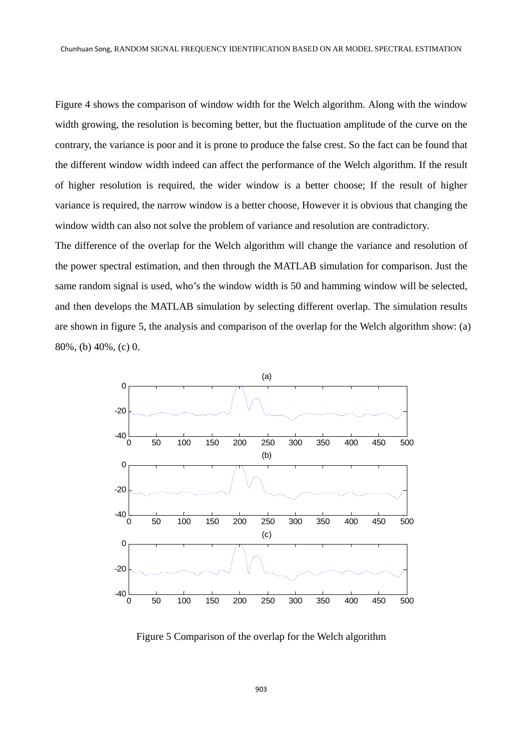Figure 4 shows the comparison of window width for the Welch algorithm. Along with the window width growing, the resolution is becoming better, but the fluctuation amplitude of the curve on the contrary, the variance is poor and it is prone to produce the false crest. So the fact can be found that the different window width indeed can affect the performance of the Welch algorithm. If the result of higher resolution is required, the wider window is a better choose; If the result of higher variance is required, the narrow window is a better choose, However it is obvious that changing the window width can also not solve the problem of variance and resolution are contradictory.

The difference of the overlap for the Welch algorithm will change the variance and resolution of the power spectral estimation, and then through the MATLAB simulation for comparison. Just the same random signal is used, who's the window width is 50 and hamming window will be selected, and then develops the MATLAB simulation by selecting different overlap. The simulation results are shown in figure 5, the analysis and comparison of the overlap for the Welch algorithm show: (a) 80%, (b) 40%, (c) 0.

Figure 5 Comparison of the overlap for the Welch algorithm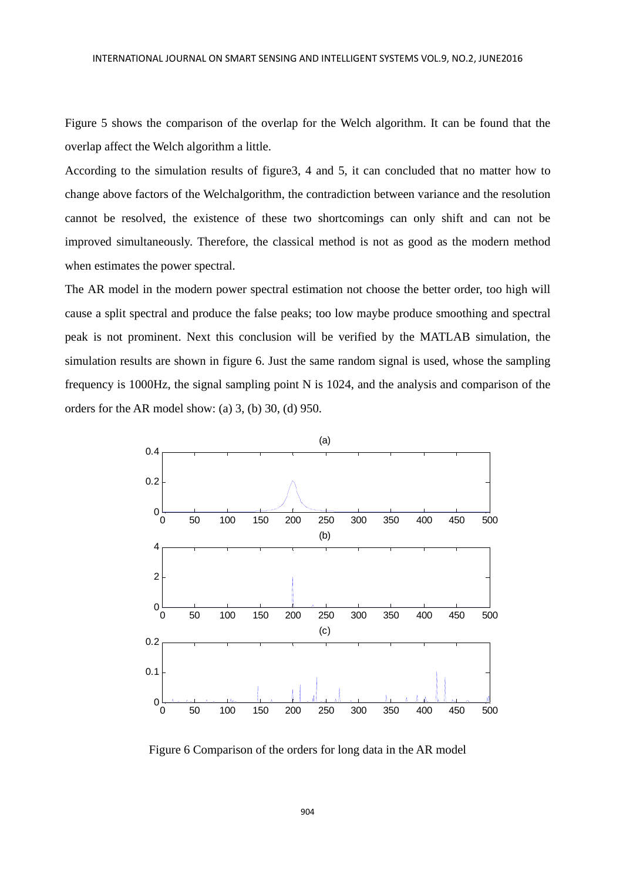Figure 5 shows the comparison of the overlap for the Welch algorithm. It can be found that the overlap affect the Welch algorithm a little.

According to the simulation results of figure3, 4 and 5, it can concluded that no matter how to change above factors of the Welchalgorithm, the contradiction between variance and the resolution cannot be resolved, the existence of these two shortcomings can only shift and can not be improved simultaneously. Therefore, the classical method is not as good as the modern method when estimates the power spectral.

The AR model in the modern power spectral estimation not choose the better order, too high will cause a split spectral and produce the false peaks; too low maybe produce smoothing and spectral peak is not prominent. Next this conclusion will be verified by the MATLAB simulation, the simulation results are shown in figure 6. Just the same random signal is used, whose the sampling frequency is 1000Hz, the signal sampling point N is 1024, and the analysis and comparison of the orders for the AR model show: (a) 3, (b) 30, (d) 950.

Figure 6 Comparison of the orders for long data in the AR model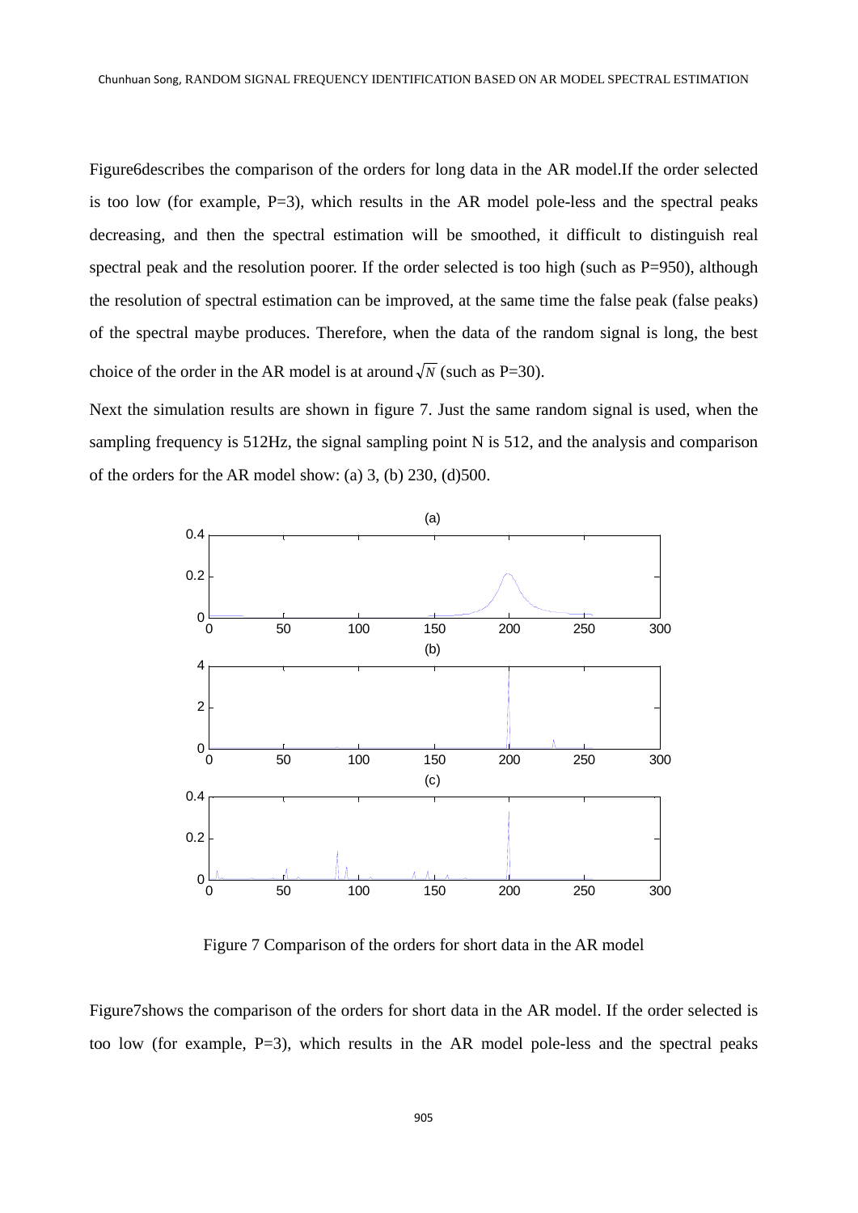Figure6describes the comparison of the orders for long data in the AR model.If the order selected is too low (for example, P=3), which results in the AR model pole-less and the spectral peaks decreasing, and then the spectral estimation will be smoothed, it difficult to distinguish real spectral peak and the resolution poorer. If the order selected is too high (such as P=950), although the resolution of spectral estimation can be improved, at the same time the false peak (false peaks) of the spectral maybe produces. Therefore, when the data of the random signal is long, the best choice of the order in the AR model is at around $\sqrt{N}$ (such as P=30).

Next the simulation results are shown in figure 7. Just the same random signal is used, when the sampling frequency is 512Hz, the signal sampling point N is 512, and the analysis and comparison of the orders for the AR model show: (a) 3, (b) 230, (d)500.

Figure 7 Comparison of the orders for short data in the AR model

Figure7shows the comparison of the orders for short data in the AR model. If the order selected is too low (for example, P=3), which results in the AR model pole-less and the spectral peaks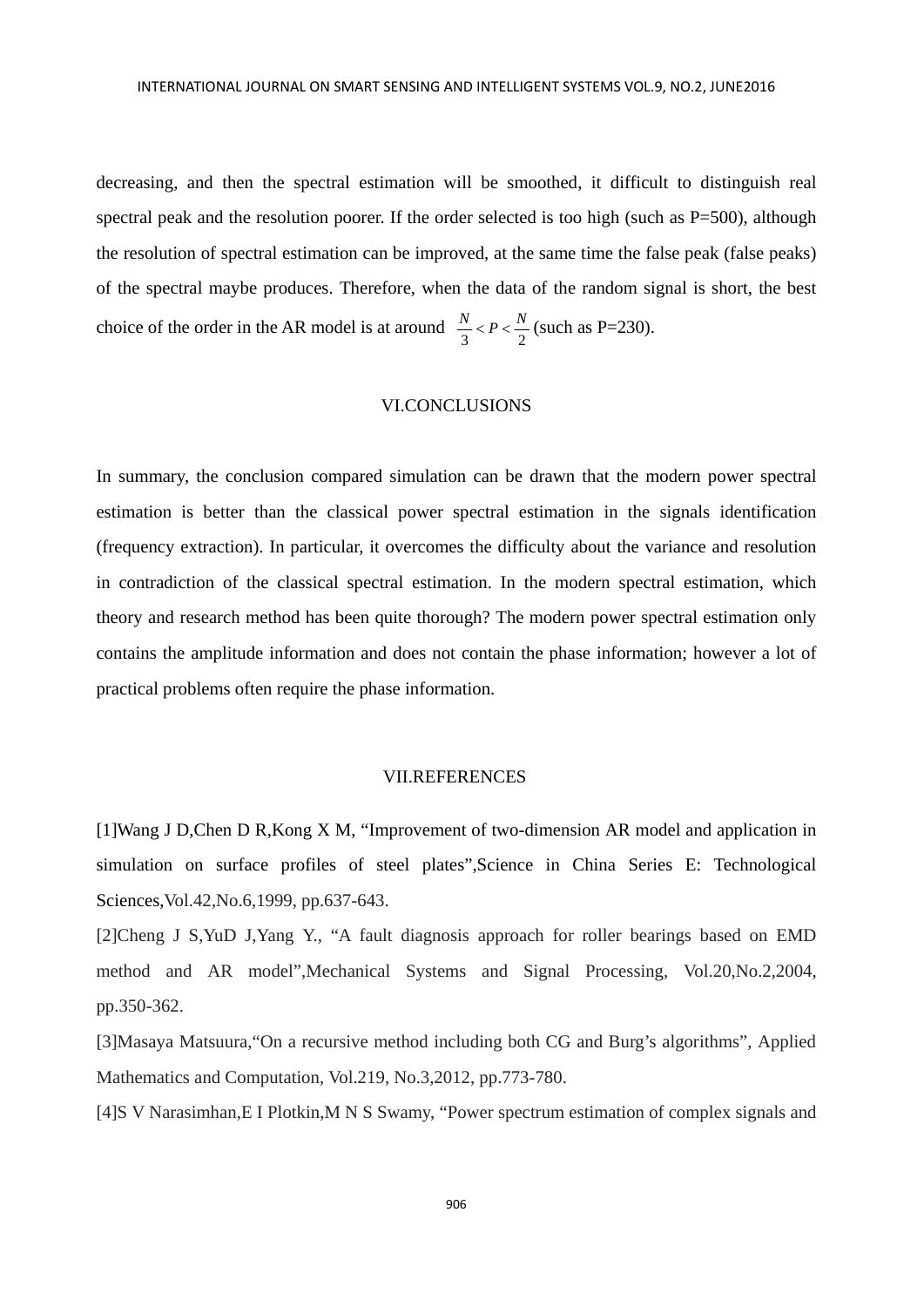decreasing, and then the spectral estimation will be smoothed, it difficult to distinguish real spectral peak and the resolution poorer. If the order selected is too high (such as P=500), although the resolution of spectral estimation can be improved, at the same time the false peak (false peaks) of the spectral maybe produces. Therefore, when the data of the random signal is short, the best choice of the order in the AR model is at around $\frac{N}{3} < P < \frac{N}{2}$ (such as P=230).

## VI.CONCLUSIONS

In summary, the conclusion compared simulation can be drawn that the modern power spectral estimation is better than the classical power spectral estimation in the signals identification (frequency extraction). In particular, it overcomes the difficulty about the variance and resolution in contradiction of the classical spectral estimation. In the modern spectral estimation, which theory and research method has been quite thorough? The modern power spectral estimation only contains the amplitude information and does not contain the phase information; however a lot of practical problems often require the phase information.

## VII.REFERENCES

[1]Wang J D,Chen D R,Kong X M, "Improvement of two-dimension AR model and application in simulation on surface profiles of steel plates",Science in China Series E: Technological Sciences,Vol.42,No.6,1999, pp.637-643.

[2]Cheng J S,YuD J,Yang Y., "A fault diagnosis approach for roller bearings based on EMD method and AR model",Mechanical Systems and Signal Processing, Vol.20,No.2,2004, pp.350-362.

[3]Masaya Matsuura,"On a recursive method including both CG and Burg's algorithms", Applied Mathematics and Computation, Vol.219, No.3,2012, pp.773-780.

[4]S V Narasimhan,E I Plotkin,M N S Swamy, "Power spectrum estimation of complex signals and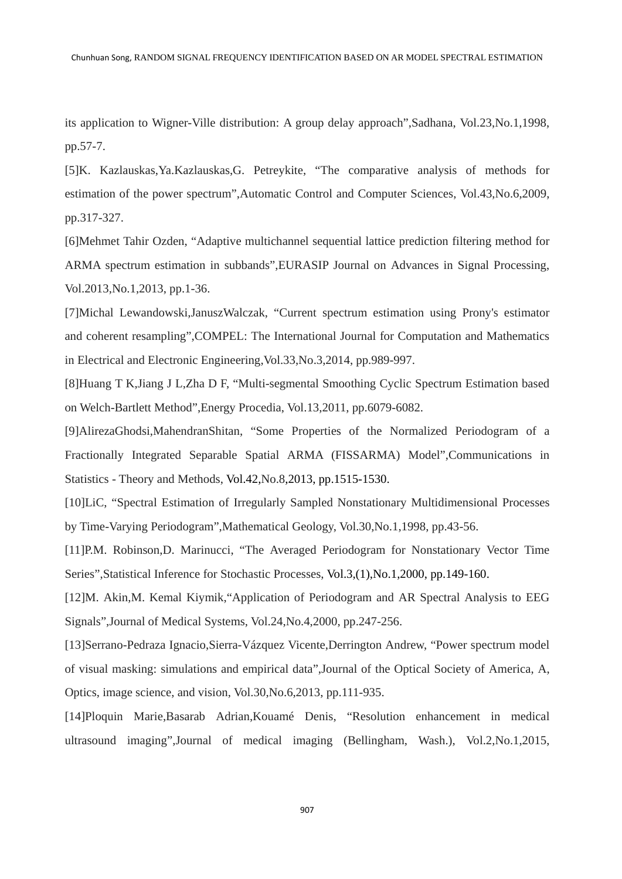its application to Wigner-Ville distribution: A group delay approach",Sadhana, Vol.23,No.1,1998, pp.57-7.

[5]K. Kazlauskas,Ya.Kazlauskas,G. Petreykite, "The comparative analysis of methods for estimation of the power spectrum",Automatic Control and Computer Sciences, Vol.43,No.6,2009, pp.317-327.

[6]Mehmet Tahir Ozden, "Adaptive multichannel sequential lattice prediction filtering method for ARMA spectrum estimation in subbands",EURASIP Journal on Advances in Signal Processing, Vol.2013,No.1,2013, pp.1-36.

[7]Michal Lewandowski,JanuszWalczak, "Current spectrum estimation using Prony's estimator and coherent resampling",COMPEL: The International Journal for Computation and Mathematics in Electrical and Electronic Engineering,Vol.33,No.3,2014, pp.989-997.

[8]Huang T K,Jiang J L,Zha D F, "Multi-segmental Smoothing Cyclic Spectrum Estimation based on Welch-Bartlett Method",Energy Procedia, Vol.13,2011, pp.6079-6082.

[9]AlirezaGhodsi,MahendranShitan, "Some Properties of the Normalized Periodogram of a Fractionally Integrated Separable Spatial ARMA (FISSARMA) Model",Communications in Statistics - Theory and Methods, Vol.42,No.8,2013, pp.1515-1530.

[10]LiC, "Spectral Estimation of Irregularly Sampled Nonstationary Multidimensional Processes by Time-Varying Periodogram",Mathematical Geology, Vol.30,No.1,1998, pp.43-56.

[11]P.M. Robinson,D. Marinucci, "The Averaged Periodogram for Nonstationary Vector Time Series",Statistical Inference for Stochastic Processes, Vol.3,(1),No.1,2000, pp.149-160.

[12]M. Akin,M. Kemal Kiymik,"Application of Periodogram and AR Spectral Analysis to EEG Signals",Journal of Medical Systems, Vol.24,No.4,2000, pp.247-256.

[13]Serrano-Pedraza Ignacio,Sierra-Vázquez Vicente,Derrington Andrew, "Power spectrum model of visual masking: simulations and empirical data",Journal of the Optical Society of America, A, Optics, image science, and vision, Vol.30,No.6,2013, pp.111-935.

[14]Ploquin Marie,Basarab Adrian,Kouamé Denis, "Resolution enhancement in medical ultrasound imaging",Journal of medical imaging (Bellingham, Wash.), Vol.2,No.1,2015,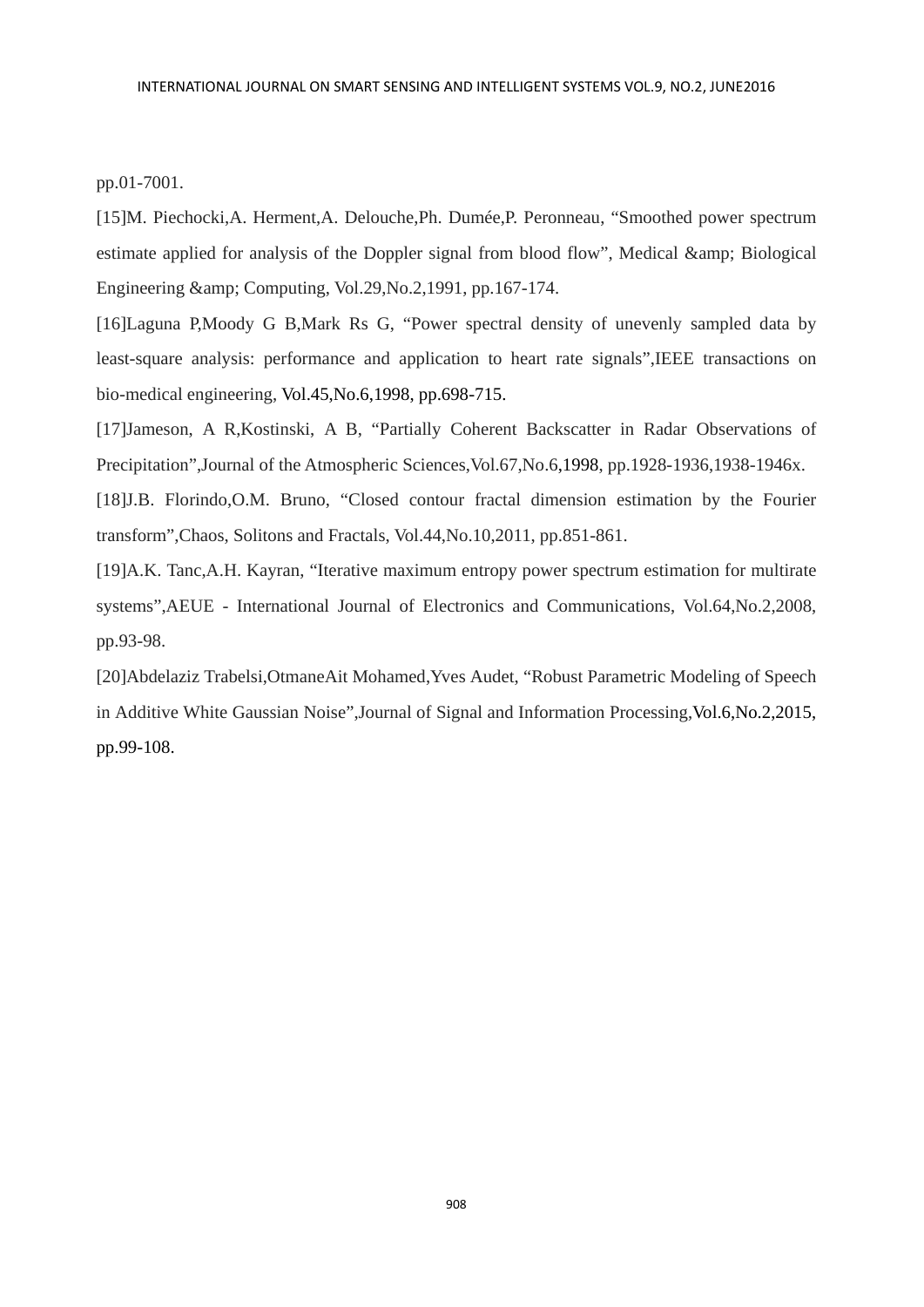pp.01-7001.

[15]M. Piechocki,A. Herment,A. Delouche,Ph. Dumée,P. Peronneau, "Smoothed power spectrum estimate applied for analysis of the Doppler signal from blood flow", Medical &amp; Biological Engineering &amp; Computing, Vol.29,No.2,1991, pp.167-174.

[16]Laguna P,Moody G B,Mark Rs G, "Power spectral density of unevenly sampled data by least-square analysis: performance and application to heart rate signals",IEEE transactions on bio-medical engineering, Vol.45,No.6,1998, pp.698-715.

[17]Jameson, A R,Kostinski, A B, "Partially Coherent Backscatter in Radar Observations of Precipitation",Journal of the Atmospheric Sciences,Vol.67,No.6,1998, pp.1928-1936,1938-1946x.

[18]J.B. Florindo,O.M. Bruno, "Closed contour fractal dimension estimation by the Fourier transform",Chaos, Solitons and Fractals, Vol.44,No.10,2011, pp.851-861.

[19]A.K. Tanc,A.H. Kayran, "Iterative maximum entropy power spectrum estimation for multirate systems",AEUE - International Journal of Electronics and Communications, Vol.64,No.2,2008, pp.93-98.

[20]Abdelaziz Trabelsi,OtmaneAit Mohamed,Yves Audet, "Robust Parametric Modeling of Speech in Additive White Gaussian Noise",Journal of Signal and Information Processing,Vol.6,No.2,2015, pp.99-108.